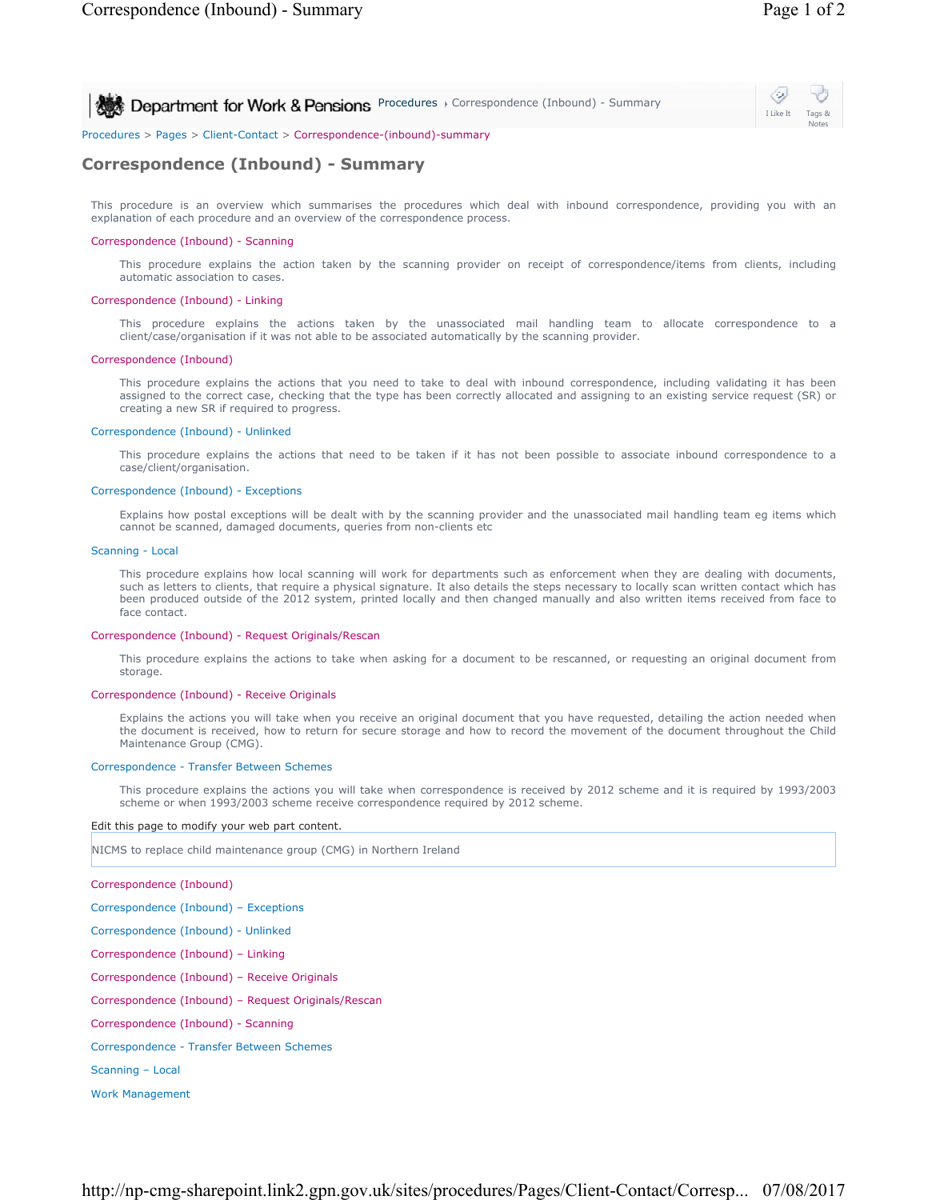Department for Work & Pensions Procedures › Correspondence (Inbound) - Summary

I Like It Tags & Notes

Procedures > Pages > Client-Contact > Correspondence-(inbound)-summary

# Correspondence (Inbound) - Summary

This procedure is an overview which summarises the procedures which deal with inbound correspondence, providing you with an explanation of each procedure and an overview of the correspondence process.

Correspondence (Inbound) - Scanning

> This procedure explains the action taken by the scanning provider on receipt of correspondence/items from clients, including automatic association to cases.

Correspondence (Inbound) - Linking

> This procedure explains the actions taken by the unassociated mail handling team to allocate correspondence to a client/case/organisation if it was not able to be associated automatically by the scanning provider.

Correspondence (Inbound)

> This procedure explains the actions that you need to take to deal with inbound correspondence, including validating it has been assigned to the correct case, checking that the type has been correctly allocated and assigning to an existing service request (SR) or creating a new SR if required to progress.

Correspondence (Inbound) - Unlinked

> This procedure explains the actions that need to be taken if it has not been possible to associate inbound correspondence to a case/client/organisation.

Correspondence (Inbound) - Exceptions

> Explains how postal exceptions will be dealt with by the scanning provider and the unassociated mail handling team eg items which cannot be scanned, damaged documents, queries from non-clients etc

Scanning - Local

> This procedure explains how local scanning will work for departments such as enforcement when they are dealing with documents, such as letters to clients, that require a physical signature. It also details the steps necessary to locally scan written contact which has been produced outside of the 2012 system, printed locally and then changed manually and also written items received from face to face contact.

Correspondence (Inbound) - Request Originals/Rescan

> This procedure explains the actions to take when asking for a document to be rescanned, or requesting an original document from storage.

Correspondence (Inbound) - Receive Originals

> Explains the actions you will take when you receive an original document that you have requested, detailing the action needed when the document is received, how to return for secure storage and how to record the movement of the document throughout the Child Maintenance Group (CMG).

Correspondence - Transfer Between Schemes

> This procedure explains the actions you will take when correspondence is received by 2012 scheme and it is required by 1993/2003 scheme or when 1993/2003 scheme receive correspondence required by 2012 scheme.

Edit this page to modify your web part content.

| NICMS to replace child maintenance group (CMG) in Northern Ireland |
|---|

Correspondence (Inbound)

Correspondence (Inbound) – Exceptions

Correspondence (Inbound) - Unlinked

Correspondence (Inbound) – Linking

Correspondence (Inbound) – Receive Originals

Correspondence (Inbound) – Request Originals/Rescan

Correspondence (Inbound) - Scanning

Correspondence - Transfer Between Schemes

Scanning – Local

Work Management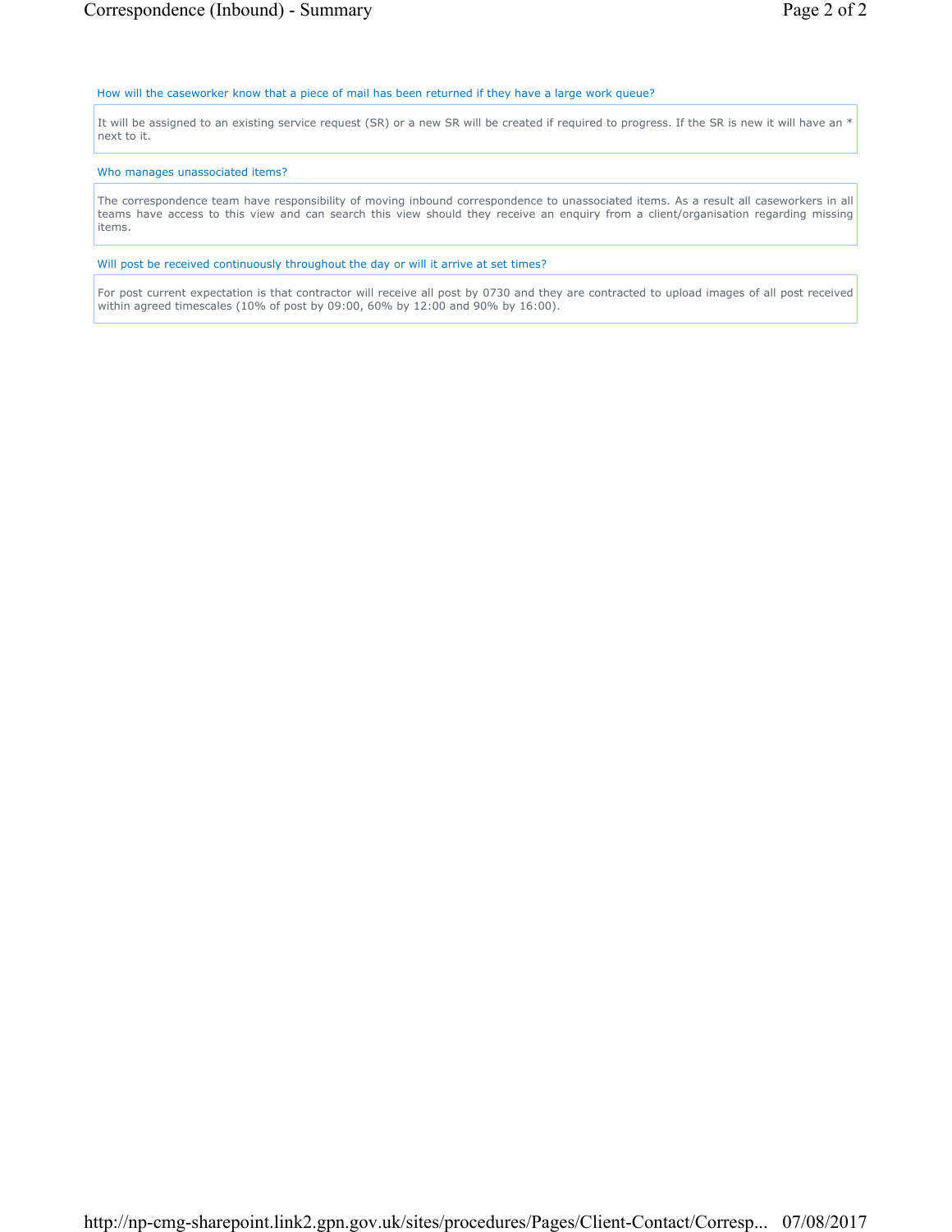### How will the caseworker know that a piece of mail has been returned if they have a large work queue?

It will be assigned to an existing service request (SR) or a new SR will be created if required to progress. If the SR is new it will have an * next to it.

### Who manages unassociated items?

The correspondence team have responsibility of moving inbound correspondence to unassociated items. As a result all caseworkers in all teams have access to this view and can search this view should they receive an enquiry from a client/organisation regarding missing items.

### Will post be received continuously throughout the day or will it arrive at set times?

For post current expectation is that contractor will receive all post by 0730 and they are contracted to upload images of all post received within agreed timescales (10% of post by 09:00, 60% by 12:00 and 90% by 16:00).